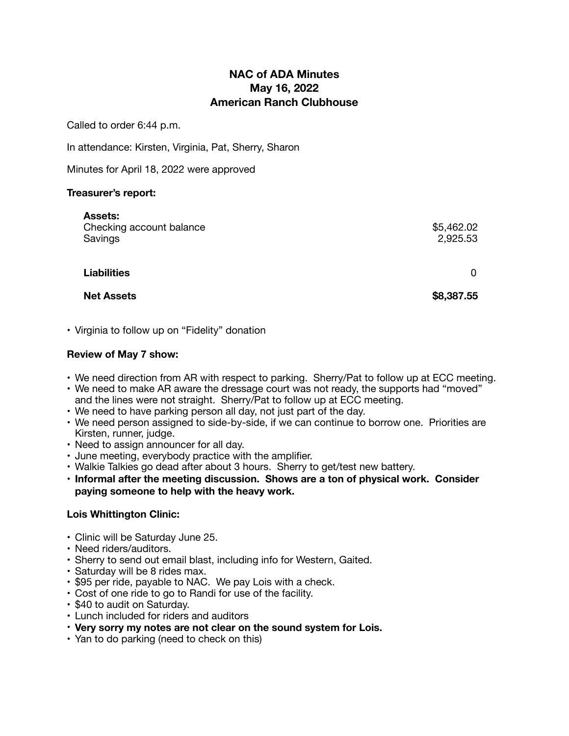# NAC of ADA Minutes
# May 16, 2022
# American Ranch Clubhouse

Called to order 6:44 p.m.

In attendance: Kirsten, Virginia, Pat, Sherry, Sharon

Minutes for April 18, 2022 were approved

**Treasurer's report:**

| | |
|---|---|
| **Assets:** | |
| Checking account balance | $5,462.02 |
| Savings | 2,925.53 |
| **Liabilities** | 0 |
| **Net Assets** | **$8,387.55** |

- Virginia to follow up on "Fidelity" donation

**Review of May 7 show:**

- We need direction from AR with respect to parking. Sherry/Pat to follow up at ECC meeting.
- We need to make AR aware the dressage court was not ready, the supports had "moved" and the lines were not straight. Sherry/Pat to follow up at ECC meeting.
- We need to have parking person all day, not just part of the day.
- We need person assigned to side-by-side, if we can continue to borrow one. Priorities are Kirsten, runner, judge.
- Need to assign announcer for all day.
- June meeting, everybody practice with the amplifier.
- Walkie Talkies go dead after about 3 hours. Sherry to get/test new battery.
- **Informal after the meeting discussion. Shows are a ton of physical work. Consider paying someone to help with the heavy work.**

**Lois Whittington Clinic:**

- Clinic will be Saturday June 25.
- Need riders/auditors.
- Sherry to send out email blast, including info for Western, Gaited.
- Saturday will be 8 rides max.
- $95 per ride, payable to NAC. We pay Lois with a check.
- Cost of one ride to go to Randi for use of the facility.
- $40 to audit on Saturday.
- Lunch included for riders and auditors
- **Very sorry my notes are not clear on the sound system for Lois.**
- Yan to do parking (need to check on this)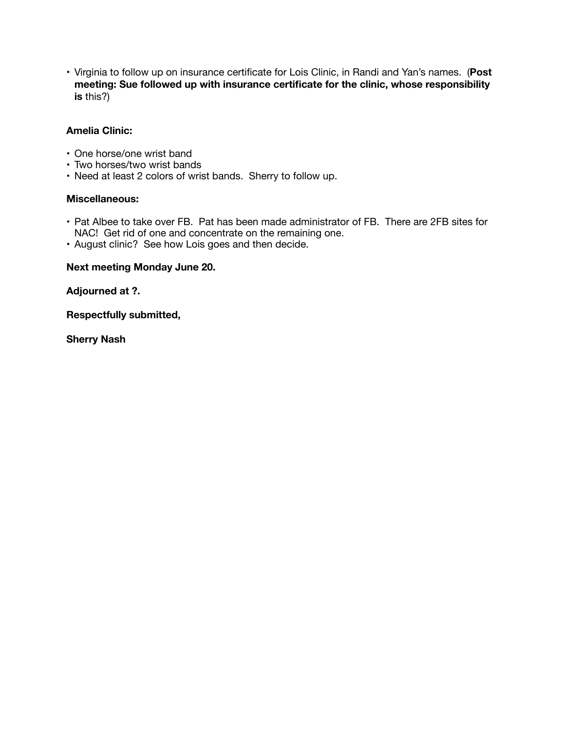- Virginia to follow up on insurance certificate for Lois Clinic, in Randi and Yan's names. (**Post meeting: Sue followed up with insurance certificate for the clinic, whose responsibility is** this?)

**Amelia Clinic:**

- One horse/one wrist band
- Two horses/two wrist bands
- Need at least 2 colors of wrist bands. Sherry to follow up.

**Miscellaneous:**

- Pat Albee to take over FB. Pat has been made administrator of FB. There are 2FB sites for NAC! Get rid of one and concentrate on the remaining one.
- August clinic? See how Lois goes and then decide.

**Next meeting Monday June 20.**

**Adjourned at ?.**

**Respectfully submitted,**

**Sherry Nash**